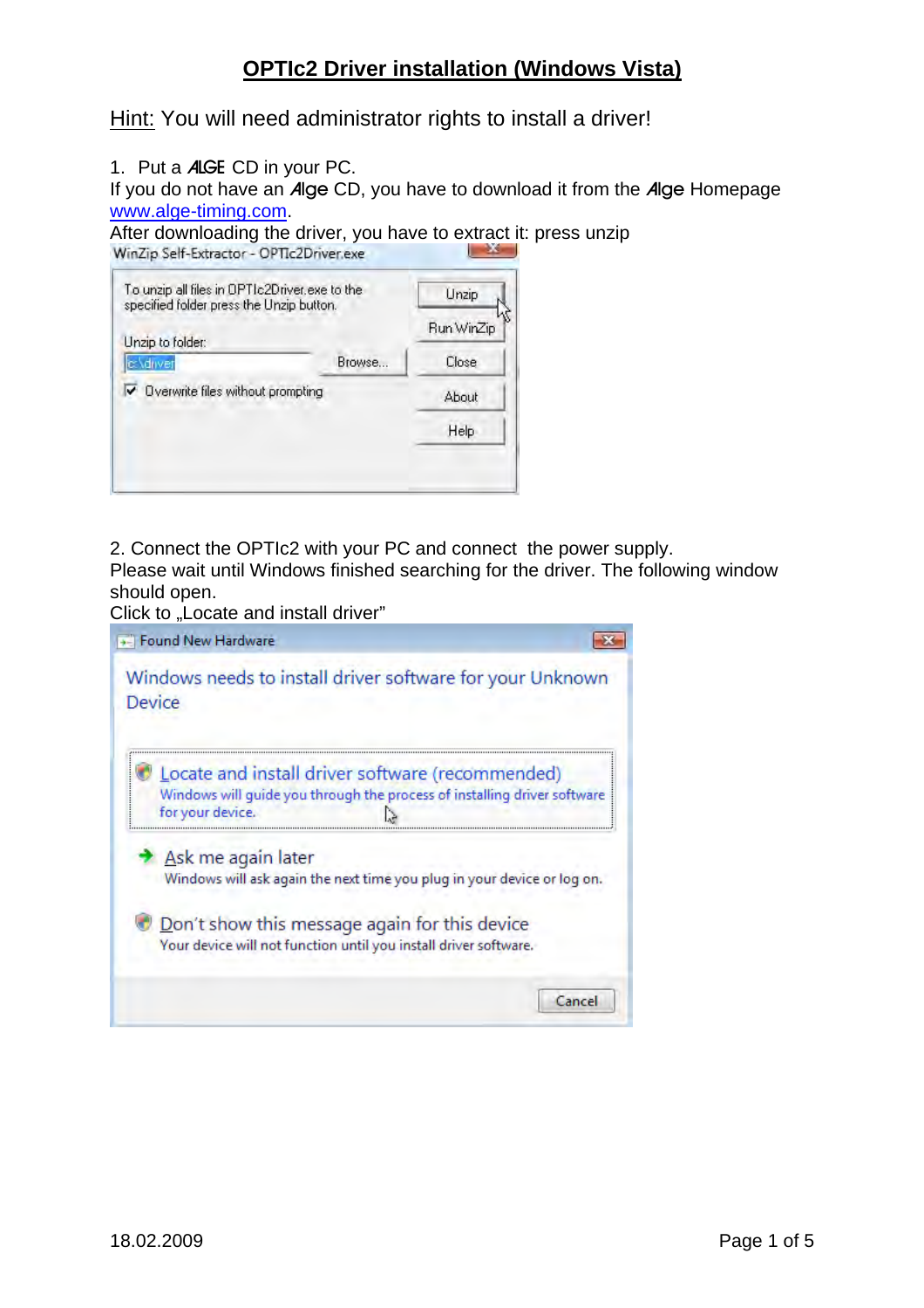# OPTIc2 Driver installation (Windows Vista)

Hint: You will need administrator rights to install a driver!

1. Put a ALGE CD in your PC.

If you do not have an Alge CD, you have to download it from the Alge Homepage www.alge-timing.com.

After downloading the driver, you have to extract it: press unzip

2. Connect the OPTIc2 with your PC and connect the power supply.

Please wait until Windows finished searching for the driver. The following window should open.

Click to „Locate and install driver"

18.02.2009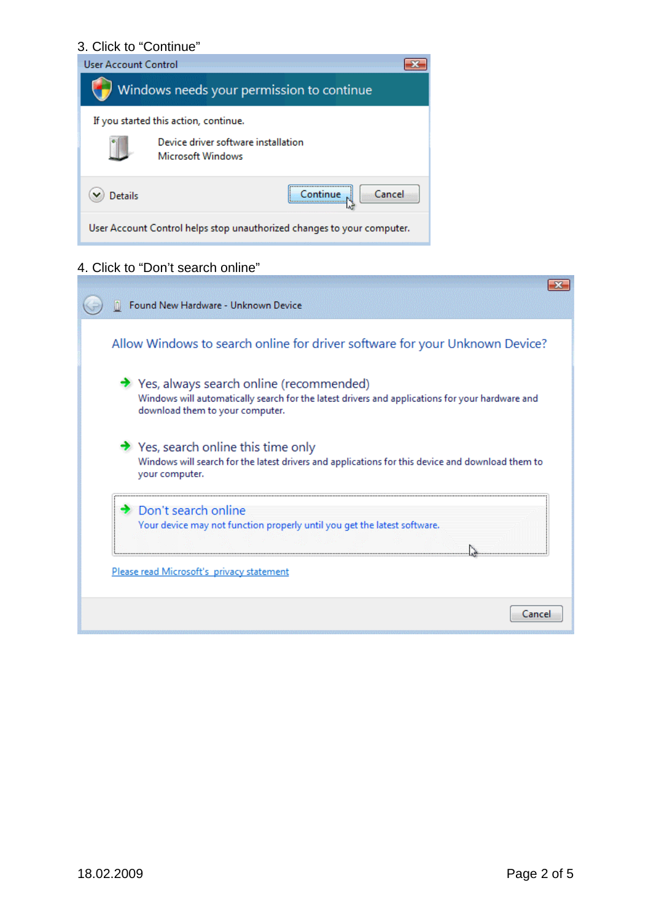3. Click to "Continue"

User Account Control

Windows needs your permission to continue

If you started this action, continue.

Device driver software installation
Microsoft Windows

Details — Continue — Cancel

User Account Control helps stop unauthorized changes to your computer.

4. Click to "Don't search online"

Found New Hardware - Unknown Device

Allow Windows to search online for driver software for your Unknown Device?

- Yes, always search online (recommended)
  Windows will automatically search for the latest drivers and applications for your hardware and download them to your computer.
- Yes, search online this time only
  Windows will search for the latest drivers and applications for this device and download them to your computer.
- Don't search online
  Your device may not function properly until you get the latest software.

Please read Microsoft's privacy statement

Cancel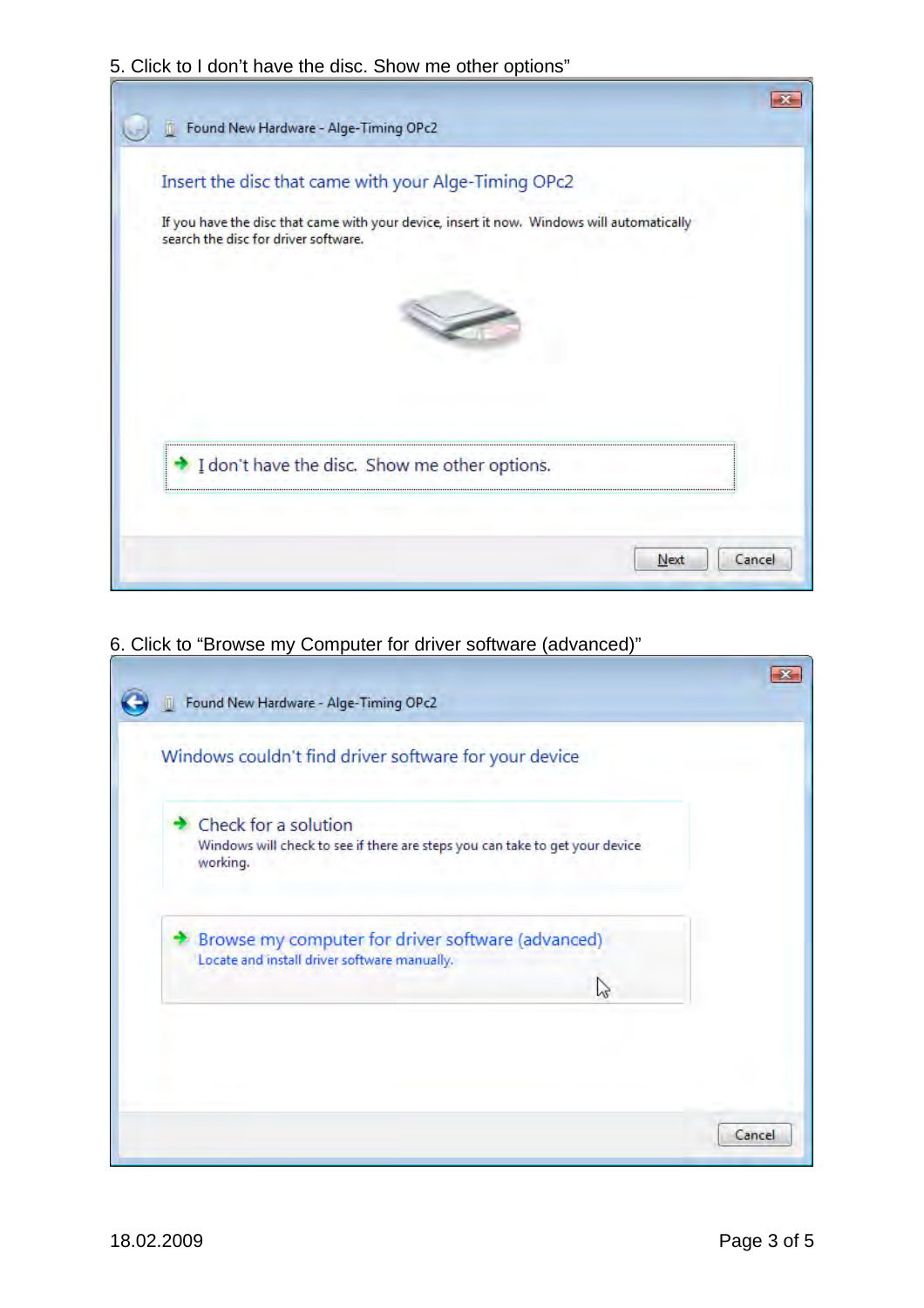5. Click to I don't have the disc. Show me other options"

Found New Hardware - Alge-Timing OPc2

Insert the disc that came with your Alge-Timing OPc2

If you have the disc that came with your device, insert it now. Windows will automatically search the disc for driver software.

I don't have the disc. Show me other options.

Next Cancel

6. Click to "Browse my Computer for driver software (advanced)"

Found New Hardware - Alge-Timing OPc2

Windows couldn't find driver software for your device

Check for a solution
Windows will check to see if there are steps you can take to get your device working.

Browse my computer for driver software (advanced)
Locate and install driver software manually.

Cancel

18.02.2009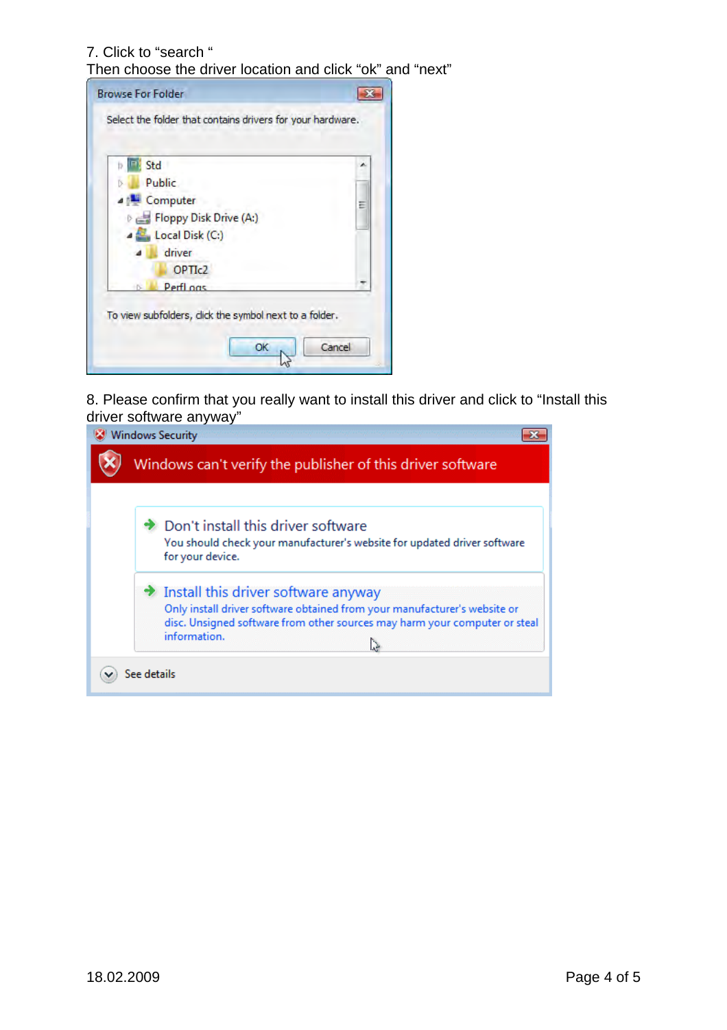7. Click to “search “
Then choose the driver location and click “ok” and “next”

8. Please confirm that you really want to install this driver and click to “Install this driver software anyway”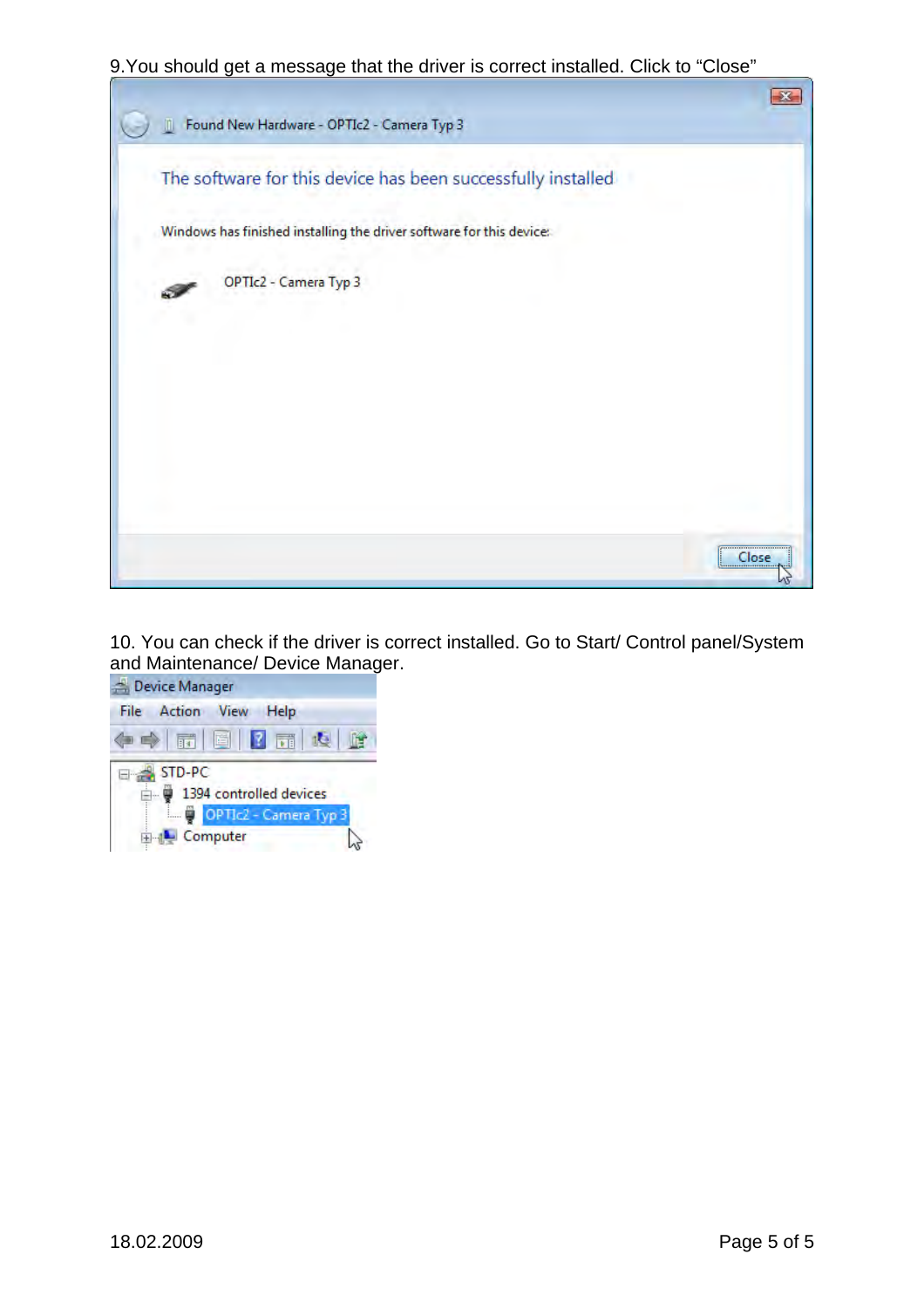9.You should get a message that the driver is correct installed. Click to “Close”

10. You can check if the driver is correct installed. Go to Start/ Control panel/System and Maintenance/ Device Manager.

18.02.2009